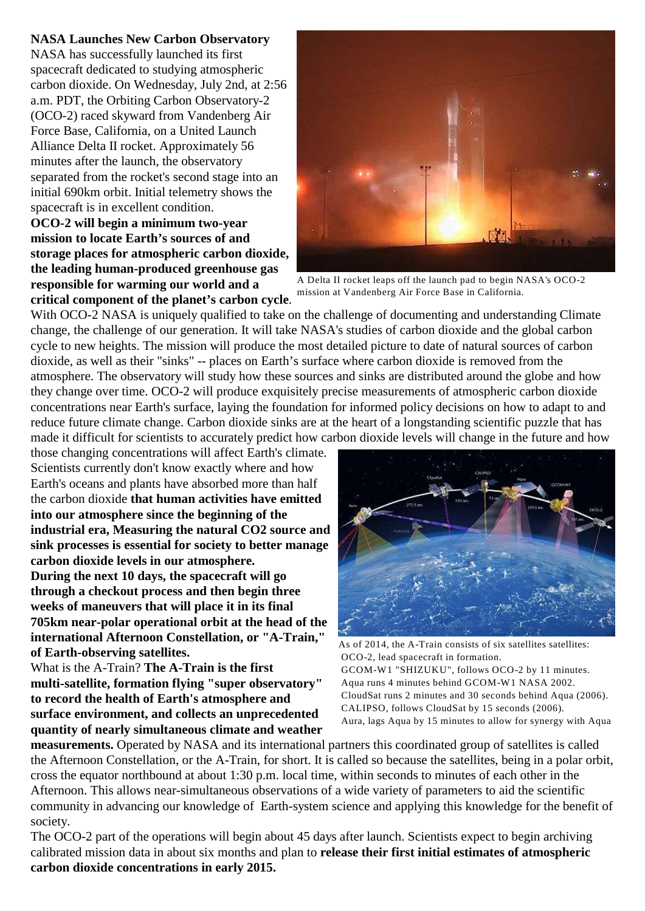**NASA Launches New Carbon Observatory**

NASA has successfully launched its first spacecraft dedicated to studying atmospheric carbon dioxide. On Wednesday, July 2nd, at 2:56 a.m. PDT, the Orbiting Carbon Observatory-2 (OCO-2) raced skyward from Vandenberg Air Force Base, California, on a United Launch Alliance Delta II rocket. Approximately 56 minutes after the launch, the observatory separated from the rocket's second stage into an initial 690km orbit. Initial telemetry shows the spacecraft is in excellent condition.

**OCO-2 will begin a minimum two-year mission to locate Earth's sources of and storage places for atmospheric carbon dioxide, the leading human-produced greenhouse gas responsible for warming our world and a critical component of the planet's carbon cycle**.

A Delta II rocket leaps off the launch pad to begin NASA's OCO-2 mission at Vandenberg Air Force Base in California.

With OCO-2 NASA is uniquely qualified to take on the challenge of documenting and understanding Climate change, the challenge of our generation. It will take NASA's studies of carbon dioxide and the global carbon cycle to new heights. The mission will produce the most detailed picture to date of natural sources of carbon dioxide, as well as their "sinks" -- places on Earth's surface where carbon dioxide is removed from the atmosphere. The observatory will study how these sources and sinks are distributed around the globe and how they change over time. OCO-2 will produce exquisitely precise measurements of atmospheric carbon dioxide concentrations near Earth's surface, laying the foundation for informed policy decisions on how to adapt to and reduce future climate change. Carbon dioxide sinks are at the heart of a longstanding scientific puzzle that has made it difficult for scientists to accurately predict how carbon dioxide levels will change in the future and how those changing concentrations will affect Earth's climate. Scientists currently don't know exactly where and how Earth's oceans and plants have absorbed more than half the carbon dioxide **that human activities have emitted into our atmosphere since the beginning of the industrial era, Measuring the natural CO2 source and sink processes is essential for society to better manage carbon dioxide levels in our atmosphere.**

**During the next 10 days, the spacecraft will go through a checkout process and then begin three weeks of maneuvers that will place it in its final 705km near-polar operational orbit at the head of the international Afternoon Constellation, or "A-Train," of Earth-observing satellites.**

As of 2014, the A-Train consists of six satellites satellites:
OCO-2, lead spacecraft in formation.
GCOM-W1 "SHIZUKU", follows OCO-2 by 11 minutes.
Aqua runs 4 minutes behind GCOM-W1 NASA 2002.
CloudSat runs 2 minutes and 30 seconds behind Aqua (2006).
CALIPSO, follows CloudSat by 15 seconds (2006).
Aura, lags Aqua by 15 minutes to allow for synergy with Aqua

What is the A-Train? **The A-Train is the first multi-satellite, formation flying "super observatory" to record the health of Earth's atmosphere and surface environment, and collects an unprecedented quantity of nearly simultaneous climate and weather measurements.** Operated by NASA and its international partners this coordinated group of satellites is called the Afternoon Constellation, or the A-Train, for short. It is called so because the satellites, being in a polar orbit, cross the equator northbound at about 1:30 p.m. local time, within seconds to minutes of each other in the Afternoon. This allows near-simultaneous observations of a wide variety of parameters to aid the scientific community in advancing our knowledge of Earth-system science and applying this knowledge for the benefit of society.

The OCO-2 part of the operations will begin about 45 days after launch. Scientists expect to begin archiving calibrated mission data in about six months and plan to **release their first initial estimates of atmospheric carbon dioxide concentrations in early 2015.**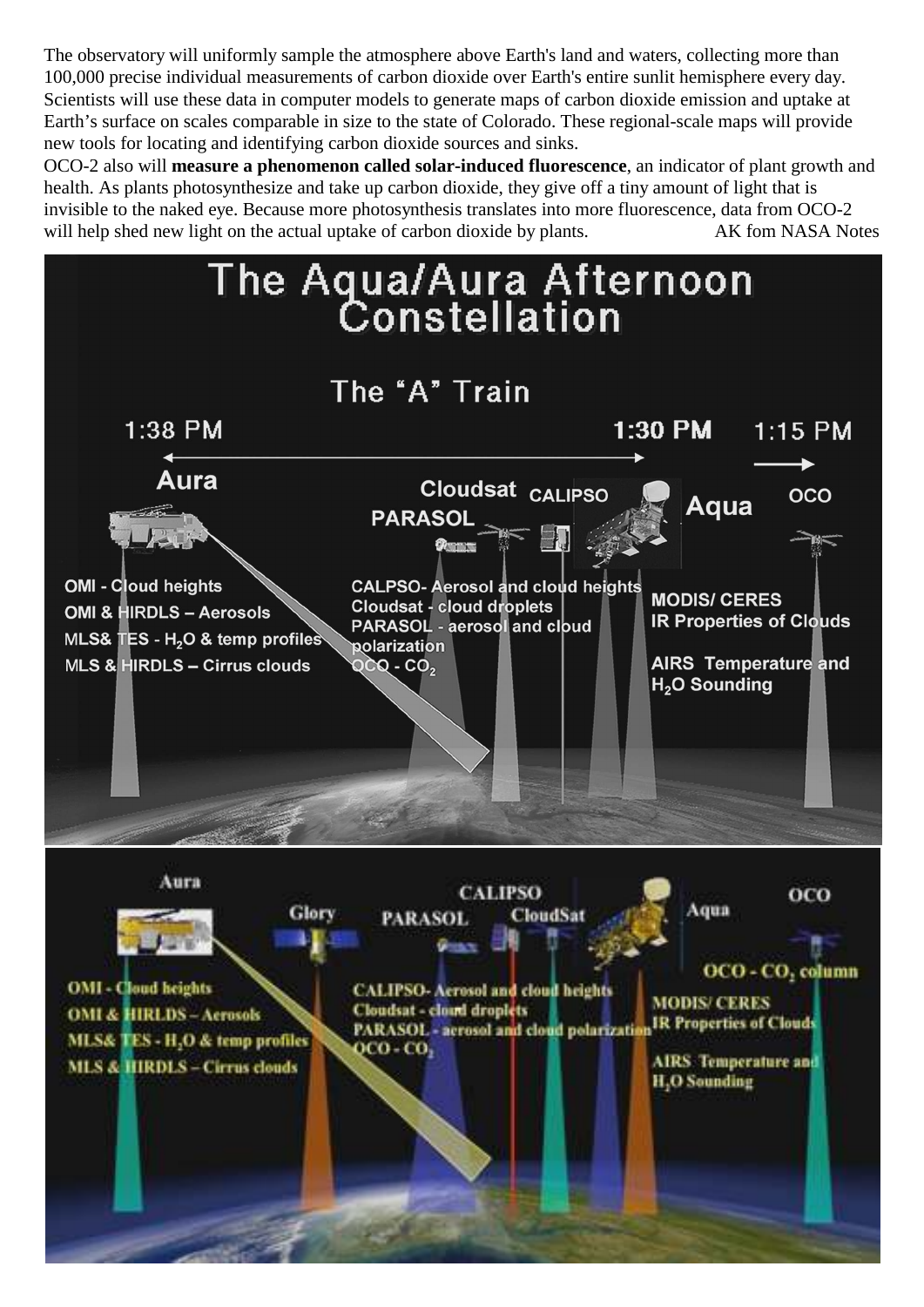The observatory will uniformly sample the atmosphere above Earth's land and waters, collecting more than 100,000 precise individual measurements of carbon dioxide over Earth's entire sunlit hemisphere every day. Scientists will use these data in computer models to generate maps of carbon dioxide emission and uptake at Earth's surface on scales comparable in size to the state of Colorado. These regional-scale maps will provide new tools for locating and identifying carbon dioxide sources and sinks.

OCO-2 also will **measure a phenomenon called solar-induced fluorescence**, an indicator of plant growth and health. As plants photosynthesize and take up carbon dioxide, they give off a tiny amount of light that is invisible to the naked eye. Because more photosynthesis translates into more fluorescence, data from OCO-2 will help shed new light on the actual uptake of carbon dioxide by plants. AK fom NASA Notes

The Aqua/Aura Afternoon Constellation

The "A" Train

1:38 PM

1:30 PM

1:15 PM

Aura

Cloudsat

CALIPSO

PARASOL

Aqua

OCO

OMI - Cloud heights

OMI & HIRDLS – Aerosols

MLS& TES - $H_2O$ & temp profiles

MLS & HIRDLS – Cirrus clouds

CALPSO- Aerosol and cloud heights

Cloudsat - cloud droplets

PARASOL - aerosol and cloud polarization

OCO - $CO_2$

MODIS/ CERES

IR Properties of Clouds

AIRS Temperature and $H_2O$ Sounding

Aura

Glory

CALIPSO

PARASOL

CloudSat

Aqua

OCO

OCO - $CO_2$ column

OMI - Cloud heights

OMI & HIRLDS – Aerosols

MLS& TES - $H_2O$ & temp profiles

MLS & HIRDLS – Cirrus clouds

CALIPSO- Aerosol and cloud heights

Cloudsat - cloud droplets

PARASOL - aerosol and cloud polarization

OCO - $CO_2$

MODIS/ CERES

IR Properties of Clouds

AIRS Temperature and $H_2O$ Sounding